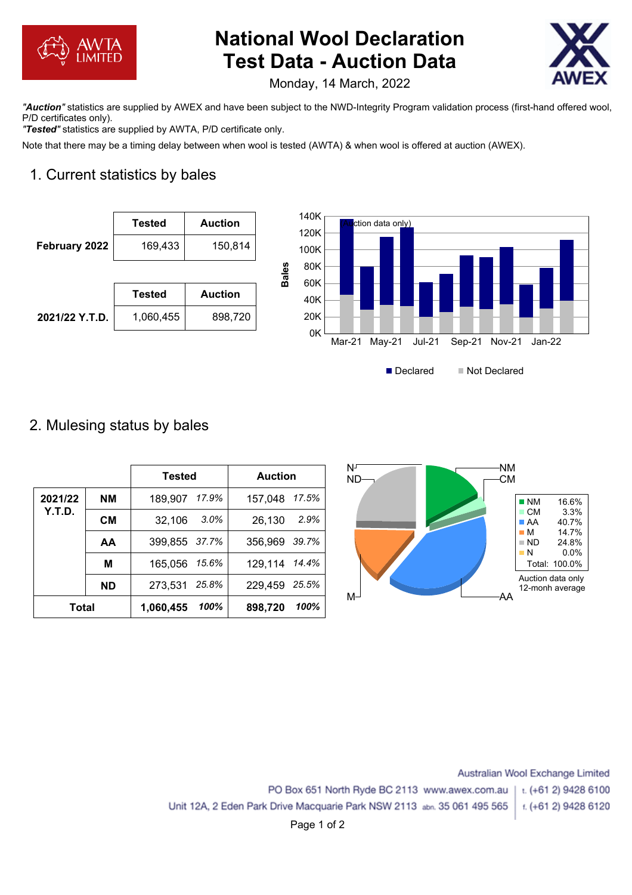# National Wool Declaration Test Data - Auction Data

Monday, 14 March, 2022

***"Auction"*** statistics are supplied by AWEX and have been subject to the NWD-Integrity Program validation process (first-hand offered wool, P/D certificates only).

***"Tested"*** statistics are supplied by AWTA, P/D certificate only.

Note that there may be a timing delay between when wool is tested (AWTA) & when wool is offered at auction (AWEX).

## 1. Current statistics by bales

| | Tested | Auction |
|---|---|---|
| **February 2022** | 169,433 | 150,814 |

| | Tested | Auction |
|---|---|---|
| **2021/22 Y.T.D.** | 1,060,455 | 898,720 |

(Auction data only)

Declared / Not Declared

## 2. Mulesing status by bales

| | | Tested | | Auction | |
|---|---|---|---|---|---|
| **2021/22 Y.T.D.** | **NM** | 189,907 | *17.9%* | 157,048 | *17.5%* |
| | **CM** | 32,106 | *3.0%* | 26,130 | *2.9%* |
| | **AA** | 399,855 | *37.7%* | 356,969 | *39.7%* |
| | **M** | 165,056 | *15.6%* | 129,114 | *14.4%* |
| | **ND** | 273,531 | *25.8%* | 229,459 | *25.5%* |
| **Total** | | **1,060,455** | ***100%*** | **898,720** | ***100%*** |

| | |
|---|---|
| NM | 16.6% |
| CM | 3.3% |
| AA | 40.7% |
| M | 14.7% |
| ND | 24.8% |
| N | 0.0% |
| Total: | 100.0% |

Auction data only
12-monh average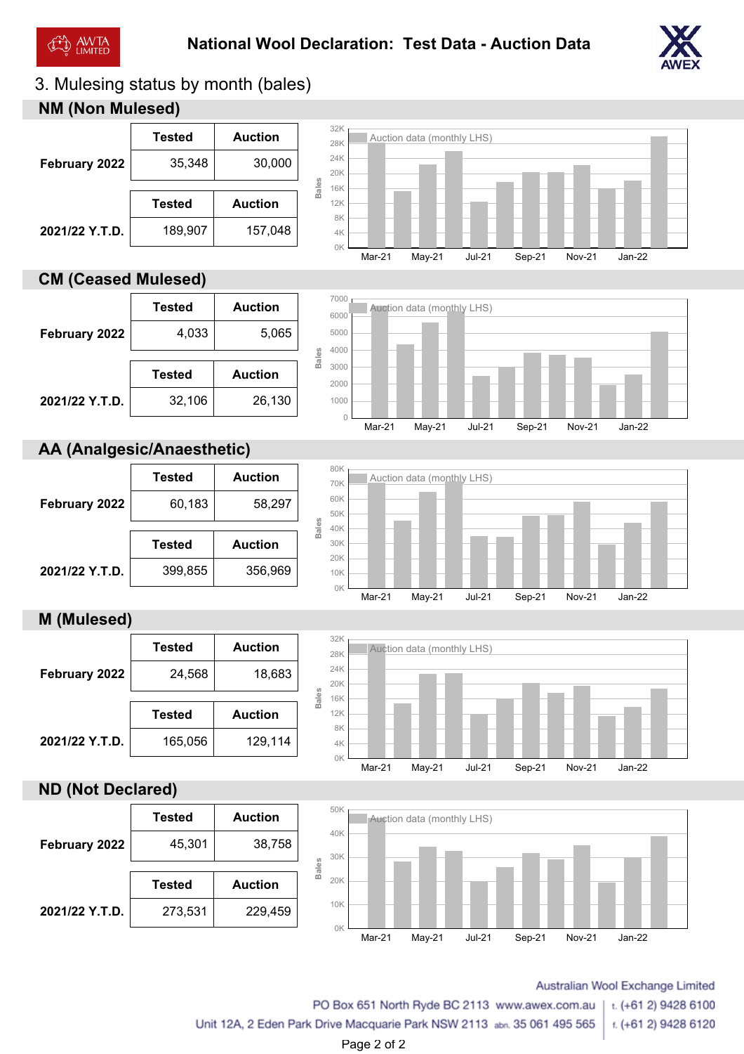## 3. Mulesing status by month (bales)

### NM (Non Mulesed)

| | Tested | Auction |
|---|---|---|
| February 2022 | 35,348 | 30,000 |
| 2021/22 Y.T.D. | 189,907 | 157,048 |

Auction data (monthly LHS)

Bales

32K 28K 24K 20K 16K 12K 8K 4K 0K

Mar-21 May-21 Jul-21 Sep-21 Nov-21 Jan-22

### CM (Ceased Mulesed)

| | Tested | Auction |
|---|---|---|
| February 2022 | 4,033 | 5,065 |
| 2021/22 Y.T.D. | 32,106 | 26,130 |

Auction data (monthly LHS)

Bales

7000 6000 5000 4000 3000 2000 1000 0

Mar-21 May-21 Jul-21 Sep-21 Nov-21 Jan-22

### AA (Analgesic/Anaesthetic)

| | Tested | Auction |
|---|---|---|
| February 2022 | 60,183 | 58,297 |
| 2021/22 Y.T.D. | 399,855 | 356,969 |

Auction data (monthly LHS)

Bales

80K 70K 60K 50K 40K 30K 20K 10K 0K

Mar-21 May-21 Jul-21 Sep-21 Nov-21 Jan-22

### M (Mulesed)

| | Tested | Auction |
|---|---|---|
| February 2022 | 24,568 | 18,683 |
| 2021/22 Y.T.D. | 165,056 | 129,114 |

Auction data (monthly LHS)

Bales

32K 28K 24K 20K 16K 12K 8K 4K 0K

Mar-21 May-21 Jul-21 Sep-21 Nov-21 Jan-22

### ND (Not Declared)

| | Tested | Auction |
|---|---|---|
| February 2022 | 45,301 | 38,758 |
| 2021/22 Y.T.D. | 273,531 | 229,459 |

Auction data (monthly LHS)

Bales

50K 40K 30K 20K 10K 0K

Mar-21 May-21 Jul-21 Sep-21 Nov-21 Jan-22

Australian Wool Exchange Limited

PO Box 651 North Ryde BC 2113 www.awex.com.au | t. (+61 2) 9428 6100

Unit 12A, 2 Eden Park Drive Macquarie Park NSW 2113 abn. 35 061 495 565 | f. (+61 2) 9428 6120